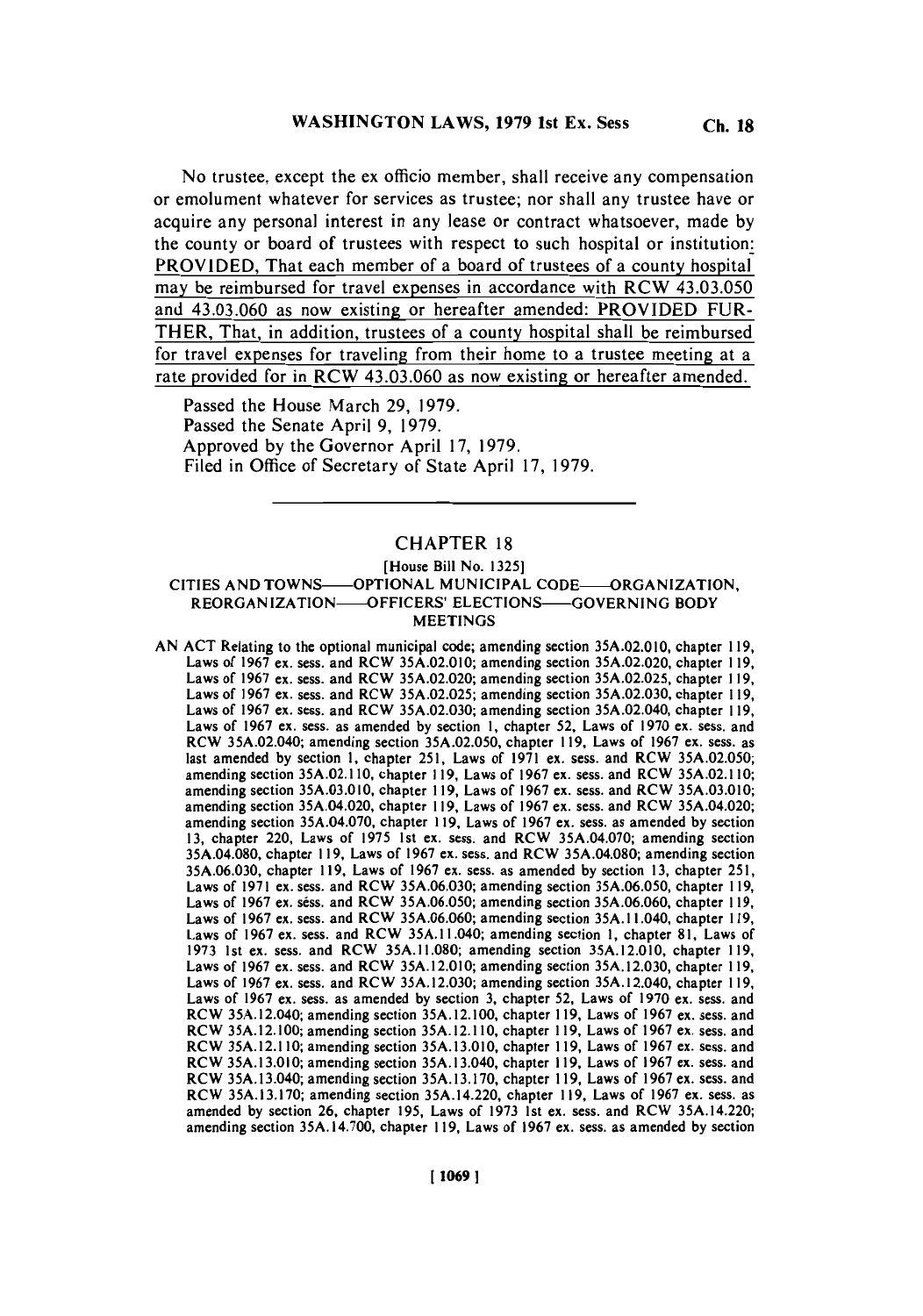No trustee, except the ex officio member, shall receive any compensation or emolument whatever for services as trustee; nor shall any trustee have or acquire any personal interest in any lease or contract whatsoever, made by the county or board of trustees with respect to such hospital or institution: PROVIDED, That each member of a board of trustees of a county hospital may be reimbursed for travel expenses in accordance with RCW 43.03.050 and 43.03.060 as now existing or hereafter amended: PROVIDED FURTHER, That, in addition, trustees of a county hospital shall be reimbursed for travel expenses for traveling from their home to a trustee meeting at a rate provided for in RCW 43.03.060 as now existing or hereafter amended.

Passed the House March 29, 1979.
Passed the Senate April 9, 1979.
Approved by the Governor April 17, 1979.
Filed in Office of Secretary of State April 17, 1979.

---

## CHAPTER 18

[House Bill No. 1325]

### CITIES AND TOWNS—OPTIONAL MUNICIPAL CODE—ORGANIZATION, REORGANIZATION—OFFICERS' ELECTIONS—GOVERNING BODY MEETINGS

AN ACT Relating to the optional municipal code; amending section 35A.02.010, chapter 119, Laws of 1967 ex. sess. and RCW 35A.02.010; amending section 35A.02.020, chapter 119, Laws of 1967 ex. sess. and RCW 35A.02.020; amending section 35A.02.025, chapter 119, Laws of 1967 ex. sess. and RCW 35A.02.025; amending section 35A.02.030, chapter 119, Laws of 1967 ex. sess. and RCW 35A.02.030; amending section 35A.02.040, chapter 119, Laws of 1967 ex. sess. as amended by section 1, chapter 52, Laws of 1970 ex. sess. and RCW 35A.02.040; amending section 35A.02.050, chapter 119, Laws of 1967 ex. sess. as last amended by section 1, chapter 251, Laws of 1971 ex. sess. and RCW 35A.02.050; amending section 35A.02.110, chapter 119, Laws of 1967 ex. sess. and RCW 35A.02.110; amending section 35A.03.010, chapter 119, Laws of 1967 ex. sess. and RCW 35A.03.010; amending section 35A.04.020, chapter 119, Laws of 1967 ex. sess. and RCW 35A.04.020; amending section 35A.04.070, chapter 119, Laws of 1967 ex. sess. as amended by section 13, chapter 220, Laws of 1975 1st ex. sess. and RCW 35A.04.070; amending section 35A.04.080, chapter 119, Laws of 1967 ex. sess. and RCW 35A.04.080; amending section 35A.06.030, chapter 119, Laws of 1967 ex. sess. as amended by section 13, chapter 251, Laws of 1971 ex. sess. and RCW 35A.06.030; amending section 35A.06.050, chapter 119, Laws of 1967 ex. sess. and RCW 35A.06.050; amending section 35A.06.060, chapter 119, Laws of 1967 ex. sess. and RCW 35A.06.060; amending section 35A.11.040, chapter 119, Laws of 1967 ex. sess. and RCW 35A.11.040; amending section 1, chapter 81, Laws of 1973 1st ex. sess. and RCW 35A.11.080; amending section 35A.12.010, chapter 119, Laws of 1967 ex. sess. and RCW 35A.12.010; amending section 35A.12.030, chapter 119, Laws of 1967 ex. sess. and RCW 35A.12.030; amending section 35A.12.040, chapter 119, Laws of 1967 ex. sess. as amended by section 3, chapter 52, Laws of 1970 ex. sess. and RCW 35A.12.040; amending section 35A.12.100, chapter 119, Laws of 1967 ex. sess. and RCW 35A.12.100; amending section 35A.12.110, chapter 119, Laws of 1967 ex. sess. and RCW 35A.12.110; amending section 35A.13.010, chapter 119, Laws of 1967 ex. sess. and RCW 35A.13.010; amending section 35A.13.040, chapter 119, Laws of 1967 ex. sess. and RCW 35A.13.040; amending section 35A.13.170, chapter 119, Laws of 1967 ex. sess. and RCW 35A.13.170; amending section 35A.14.220, chapter 119, Laws of 1967 ex. sess. as amended by section 26, chapter 195, Laws of 1973 1st ex. sess. and RCW 35A.14.220; amending section 35A.14.700, chapter 119, Laws of 1967 ex. sess. as amended by section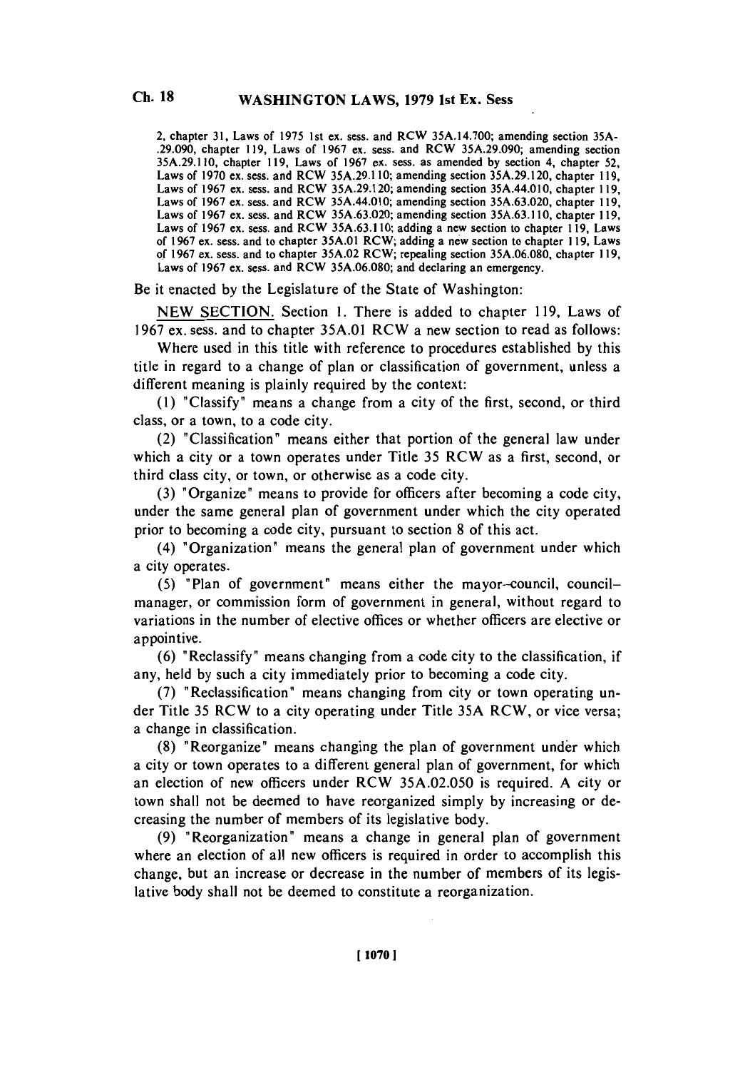2, chapter 31, Laws of 1975 1st ex. sess. and RCW 35A.14.700; amending section 35A-.29.090, chapter 119, Laws of 1967 ex. sess. and RCW 35A.29.090; amending section 35A.29.110, chapter 119, Laws of 1967 ex. sess. as amended by section 4, chapter 52, Laws of 1970 ex. sess. and RCW 35A.29.110; amending section 35A.29.120, chapter 119, Laws of 1967 ex. sess. and RCW 35A.29.120; amending section 35A.44.010, chapter 119, Laws of 1967 ex. sess. and RCW 35A.44.010; amending section 35A.63.020, chapter 119, Laws of 1967 ex. sess. and RCW 35A.63.020; amending section 35A.63.110, chapter 119, Laws of 1967 ex. sess. and RCW 35A.63.110; adding a new section to chapter 119, Laws of 1967 ex. sess. and to chapter 35A.01 RCW; adding a new section to chapter 119, Laws of 1967 ex. sess. and to chapter 35A.02 RCW; repealing section 35A.06.080, chapter 119, Laws of 1967 ex. sess. and RCW 35A.06.080; and declaring an emergency.

Be it enacted by the Legislature of the State of Washington:

NEW SECTION. Section 1. There is added to chapter 119, Laws of 1967 ex. sess. and to chapter 35A.01 RCW a new section to read as follows:

Where used in this title with reference to procedures established by this title in regard to a change of plan or classification of government, unless a different meaning is plainly required by the context:

(1) "Classify" means a change from a city of the first, second, or third class, or a town, to a code city.

(2) "Classification" means either that portion of the general law under which a city or a town operates under Title 35 RCW as a first, second, or third class city, or town, or otherwise as a code city.

(3) "Organize" means to provide for officers after becoming a code city, under the same general plan of government under which the city operated prior to becoming a code city, pursuant to section 8 of this act.

(4) "Organization" means the general plan of government under which a city operates.

(5) "Plan of government" means either the mayor-council, council-manager, or commission form of government in general, without regard to variations in the number of elective offices or whether officers are elective or appointive.

(6) "Reclassify" means changing from a code city to the classification, if any, held by such a city immediately prior to becoming a code city.

(7) "Reclassification" means changing from city or town operating under Title 35 RCW to a city operating under Title 35A RCW, or vice versa; a change in classification.

(8) "Reorganize" means changing the plan of government under which a city or town operates to a different general plan of government, for which an election of new officers under RCW 35A.02.050 is required. A city or town shall not be deemed to have reorganized simply by increasing or decreasing the number of members of its legislative body.

(9) "Reorganization" means a change in general plan of government where an election of all new officers is required in order to accomplish this change, but an increase or decrease in the number of members of its legislative body shall not be deemed to constitute a reorganization.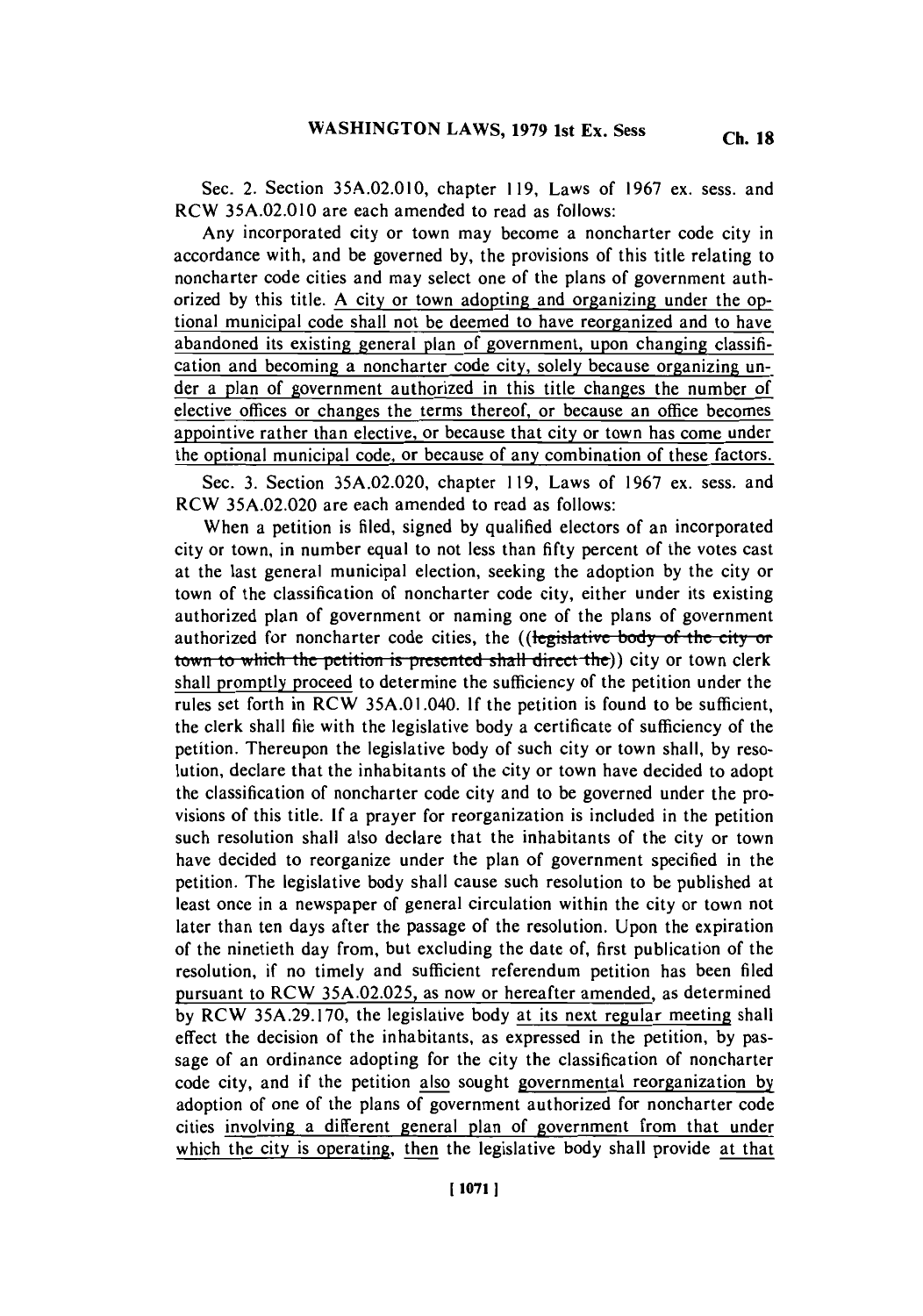Sec. 2. Section 35A.02.010, chapter 119, Laws of 1967 ex. sess. and RCW 35A.02.010 are each amended to read as follows:

Any incorporated city or town may become a noncharter code city in accordance with, and be governed by, the provisions of this title relating to noncharter code cities and may select one of the plans of government authorized by this title. A city or town adopting and organizing under the optional municipal code shall not be deemed to have reorganized and to have abandoned its existing general plan of government, upon changing classification and becoming a noncharter code city, solely because organizing under a plan of government authorized in this title changes the number of elective offices or changes the terms thereof, or because an office becomes appointive rather than elective, or because that city or town has come under the optional municipal code, or because of any combination of these factors.

Sec. 3. Section 35A.02.020, chapter 119, Laws of 1967 ex. sess. and RCW 35A.02.020 are each amended to read as follows:

When a petition is filed, signed by qualified electors of an incorporated city or town, in number equal to not less than fifty percent of the votes cast at the last general municipal election, seeking the adoption by the city or town of the classification of noncharter code city, either under its existing authorized plan of government or naming one of the plans of government authorized for noncharter code cities, the ((~~legislative body of the city or town to which the petition is presented shall direct the~~)) city or town clerk shall promptly proceed to determine the sufficiency of the petition under the rules set forth in RCW 35A.01.040. If the petition is found to be sufficient, the clerk shall file with the legislative body a certificate of sufficiency of the petition. Thereupon the legislative body of such city or town shall, by resolution, declare that the inhabitants of the city or town have decided to adopt the classification of noncharter code city and to be governed under the provisions of this title. If a prayer for reorganization is included in the petition such resolution shall also declare that the inhabitants of the city or town have decided to reorganize under the plan of government specified in the petition. The legislative body shall cause such resolution to be published at least once in a newspaper of general circulation within the city or town not later than ten days after the passage of the resolution. Upon the expiration of the ninetieth day from, but excluding the date of, first publication of the resolution, if no timely and sufficient referendum petition has been filed pursuant to RCW 35A.02.025, as now or hereafter amended, as determined by RCW 35A.29.170, the legislative body at its next regular meeting shall effect the decision of the inhabitants, as expressed in the petition, by passage of an ordinance adopting for the city the classification of noncharter code city, and if the petition also sought governmental reorganization by adoption of one of the plans of government authorized for noncharter code cities involving a different general plan of government from that under which the city is operating, then the legislative body shall provide at that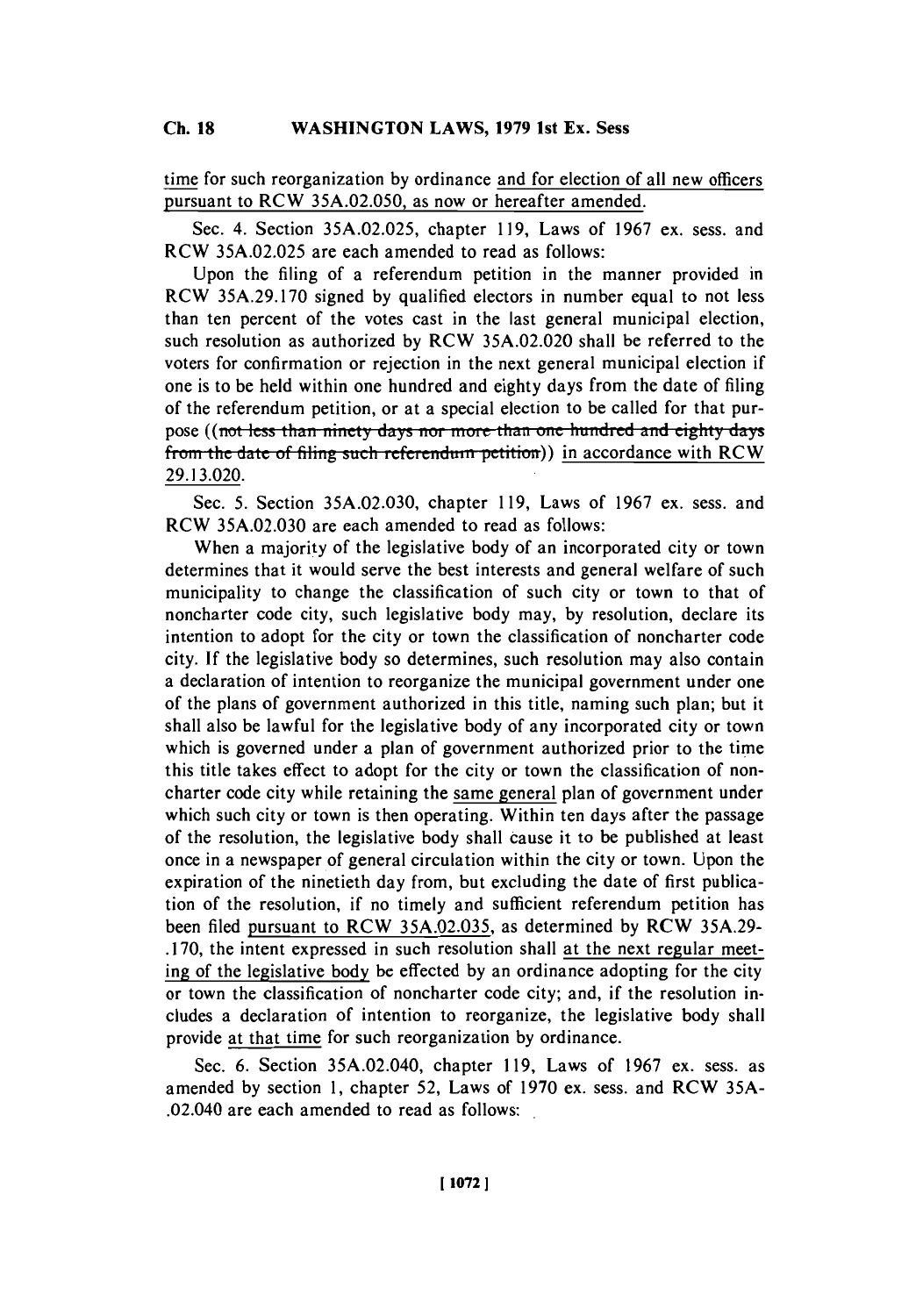time for such reorganization by ordinance and for election of all new officers pursuant to RCW 35A.02.050, as now or hereafter amended.

Sec. 4. Section 35A.02.025, chapter 119, Laws of 1967 ex. sess. and RCW 35A.02.025 are each amended to read as follows:

Upon the filing of a referendum petition in the manner provided in RCW 35A.29.170 signed by qualified electors in number equal to not less than ten percent of the votes cast in the last general municipal election, such resolution as authorized by RCW 35A.02.020 shall be referred to the voters for confirmation or rejection in the next general municipal election if one is to be held within one hundred and eighty days from the date of filing of the referendum petition, or at a special election to be called for that purpose ((~~not less than ninety days nor more than one hundred and eighty days from the date of filing such referendum petition~~)) in accordance with RCW 29.13.020.

Sec. 5. Section 35A.02.030, chapter 119, Laws of 1967 ex. sess. and RCW 35A.02.030 are each amended to read as follows:

When a majority of the legislative body of an incorporated city or town determines that it would serve the best interests and general welfare of such municipality to change the classification of such city or town to that of noncharter code city, such legislative body may, by resolution, declare its intention to adopt for the city or town the classification of noncharter code city. If the legislative body so determines, such resolution may also contain a declaration of intention to reorganize the municipal government under one of the plans of government authorized in this title, naming such plan; but it shall also be lawful for the legislative body of any incorporated city or town which is governed under a plan of government authorized prior to the time this title takes effect to adopt for the city or town the classification of noncharter code city while retaining the same general plan of government under which such city or town is then operating. Within ten days after the passage of the resolution, the legislative body shall cause it to be published at least once in a newspaper of general circulation within the city or town. Upon the expiration of the ninetieth day from, but excluding the date of first publication of the resolution, if no timely and sufficient referendum petition has been filed pursuant to RCW 35A.02.035, as determined by RCW 35A.29-.170, the intent expressed in such resolution shall at the next regular meeting of the legislative body be effected by an ordinance adopting for the city or town the classification of noncharter code city; and, if the resolution includes a declaration of intention to reorganize, the legislative body shall provide at that time for such reorganization by ordinance.

Sec. 6. Section 35A.02.040, chapter 119, Laws of 1967 ex. sess. as amended by section 1, chapter 52, Laws of 1970 ex. sess. and RCW 35A-.02.040 are each amended to read as follows: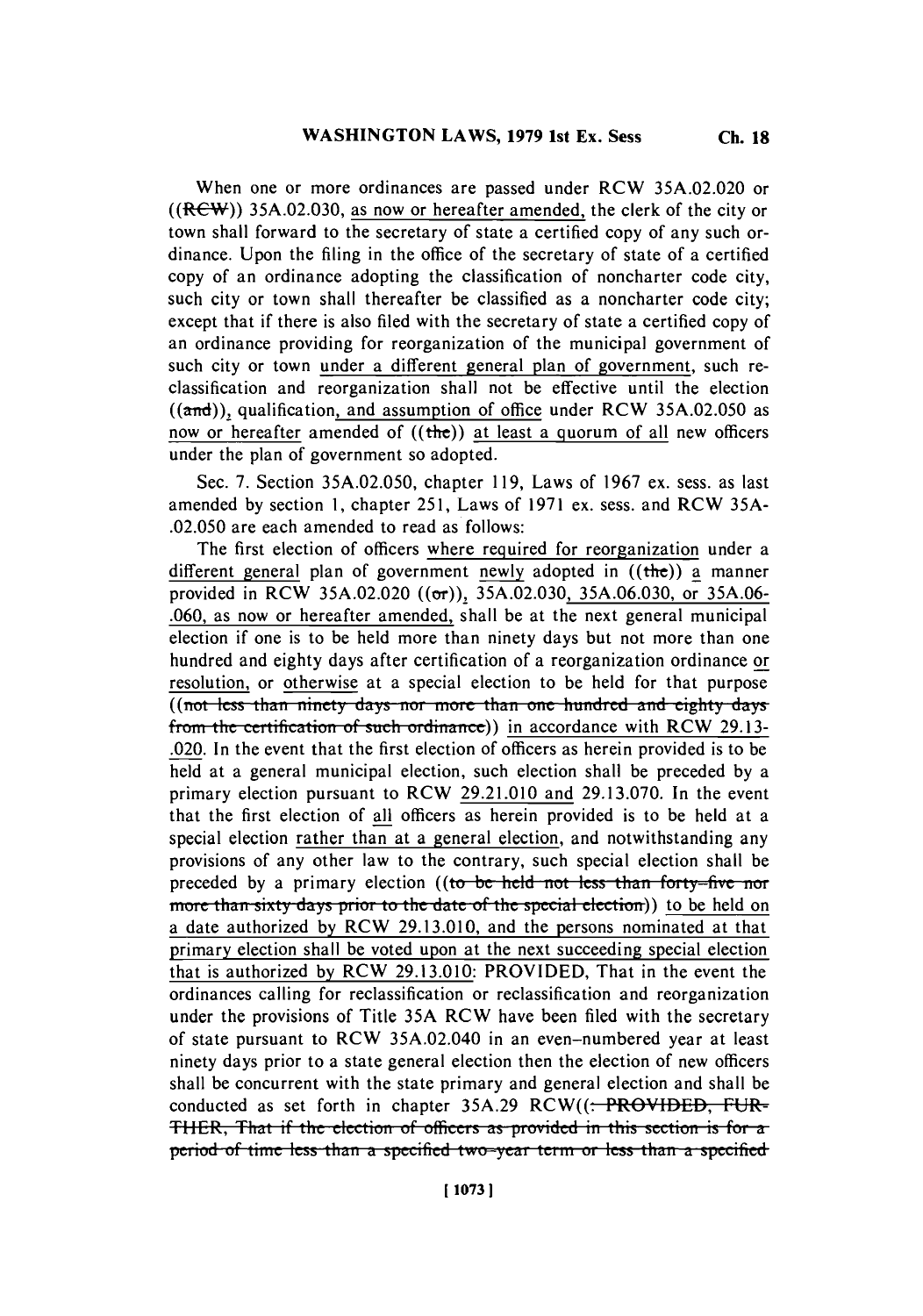When one or more ordinances are passed under RCW 35A.02.020 or ((~~RCW~~)) 35A.02.030, as now or hereafter amended, the clerk of the city or town shall forward to the secretary of state a certified copy of any such ordinance. Upon the filing in the office of the secretary of state of a certified copy of an ordinance adopting the classification of noncharter code city, such city or town shall thereafter be classified as a noncharter code city; except that if there is also filed with the secretary of state a certified copy of an ordinance providing for reorganization of the municipal government of such city or town under a different general plan of government, such reclassification and reorganization shall not be effective until the election ((~~and~~)), qualification, and assumption of office under RCW 35A.02.050 as now or hereafter amended of ((~~the~~)) at least a quorum of all new officers under the plan of government so adopted.

Sec. 7. Section 35A.02.050, chapter 119, Laws of 1967 ex. sess. as last amended by section 1, chapter 251, Laws of 1971 ex. sess. and RCW 35A.02.050 are each amended to read as follows:

The first election of officers where required for reorganization under a different general plan of government newly adopted in ((~~the~~)) a manner provided in RCW 35A.02.020 ((~~or~~)), 35A.02.030, 35A.06.030, or 35A.06.060, as now or hereafter amended, shall be at the next general municipal election if one is to be held more than ninety days but not more than one hundred and eighty days after certification of a reorganization ordinance or resolution, or otherwise at a special election to be held for that purpose ((~~not less than ninety days nor more than one hundred and eighty days from the certification of such ordinance~~)) in accordance with RCW 29.13.020. In the event that the first election of officers as herein provided is to be held at a general municipal election, such election shall be preceded by a primary election pursuant to RCW 29.21.010 and 29.13.070. In the event that the first election of all officers as herein provided is to be held at a special election rather than at a general election, and notwithstanding any provisions of any other law to the contrary, such special election shall be preceded by a primary election ((~~to be held not less than forty-five nor more than sixty days prior to the date of the special election~~)) to be held on a date authorized by RCW 29.13.010, and the persons nominated at that primary election shall be voted upon at the next succeeding special election that is authorized by RCW 29.13.010: PROVIDED, That in the event the ordinances calling for reclassification or reclassification and reorganization under the provisions of Title 35A RCW have been filed with the secretary of state pursuant to RCW 35A.02.040 in an even-numbered year at least ninety days prior to a state general election then the election of new officers shall be concurrent with the state primary and general election and shall be conducted as set forth in chapter 35A.29 RCW((~~: PROVIDED, FURTHER, That if the election of officers as provided in this section is for a period of time less than a specified two-year term or less than a specified~~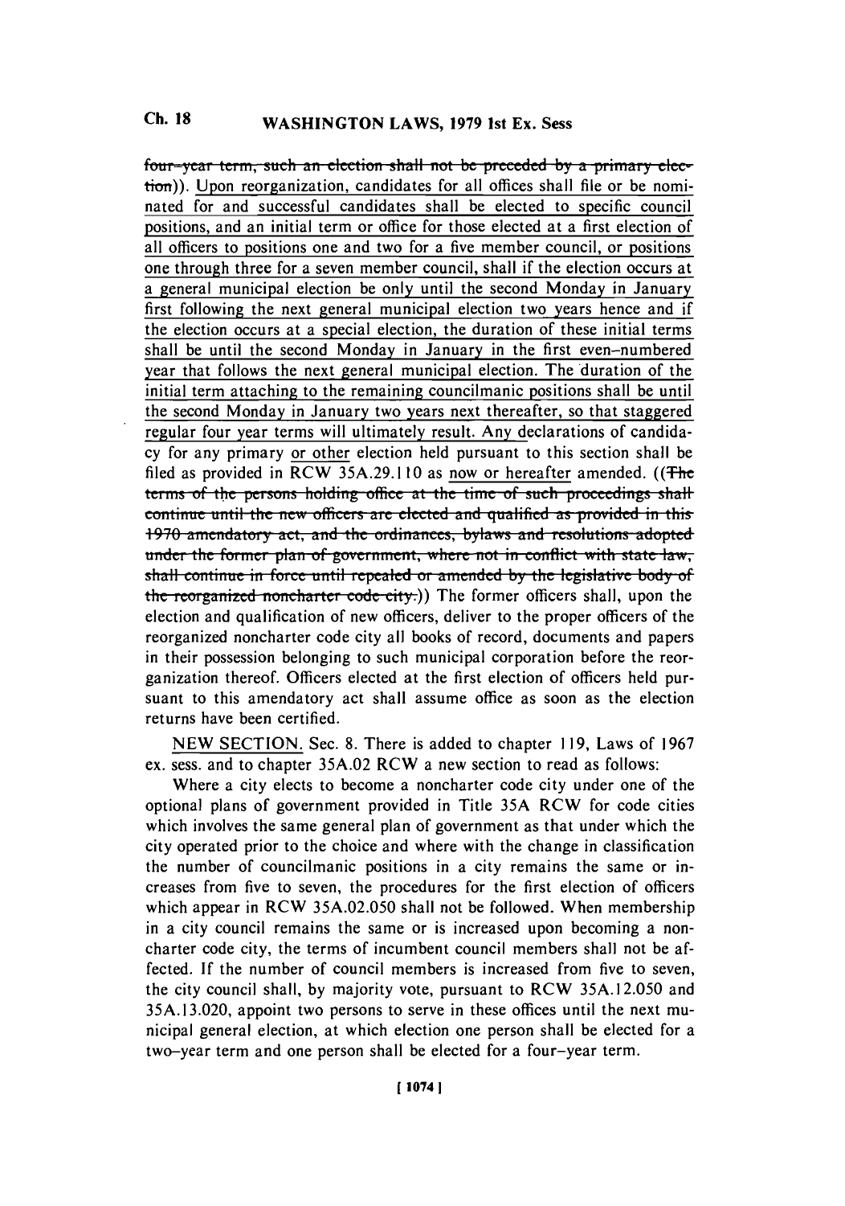four-year term, such an election shall not be preceded by a primary election)). Upon reorganization, candidates for all offices shall file or be nominated for and successful candidates shall be elected to specific council positions, and an initial term or office for those elected at a first election of all officers to positions one and two for a five member council, or positions one through three for a seven member council, shall if the election occurs at a general municipal election be only until the second Monday in January first following the next general municipal election two years hence and if the election occurs at a special election, the duration of these initial terms shall be until the second Monday in January in the first even-numbered year that follows the next general municipal election. The duration of the initial term attaching to the remaining councilmanic positions shall be until the second Monday in January two years next thereafter, so that staggered regular four year terms will ultimately result. Any declarations of candidacy for any primary or other election held pursuant to this section shall be filed as provided in RCW 35A.29.110 as now or hereafter amended. ((The terms of the persons holding office at the time of such proceedings shall continue until the new officers are elected and qualified as provided in this 1970 amendatory act, and the ordinances, bylaws and resolutions adopted under the former plan of government, where not in conflict with state law, shall continue in force until repealed or amended by the legislative body of the reorganized noncharter code city.)) The former officers shall, upon the election and qualification of new officers, deliver to the proper officers of the reorganized noncharter code city all books of record, documents and papers in their possession belonging to such municipal corporation before the reorganization thereof. Officers elected at the first election of officers held pursuant to this amendatory act shall assume office as soon as the election returns have been certified.

NEW SECTION. Sec. 8. There is added to chapter 119, Laws of 1967 ex. sess. and to chapter 35A.02 RCW a new section to read as follows:

Where a city elects to become a noncharter code city under one of the optional plans of government provided in Title 35A RCW for code cities which involves the same general plan of government as that under which the city operated prior to the choice and where with the change in classification the number of councilmanic positions in a city remains the same or increases from five to seven, the procedures for the first election of officers which appear in RCW 35A.02.050 shall not be followed. When membership in a city council remains the same or is increased upon becoming a noncharter code city, the terms of incumbent council members shall not be affected. If the number of council members is increased from five to seven, the city council shall, by majority vote, pursuant to RCW 35A.12.050 and 35A.13.020, appoint two persons to serve in these offices until the next municipal general election, at which election one person shall be elected for a two-year term and one person shall be elected for a four-year term.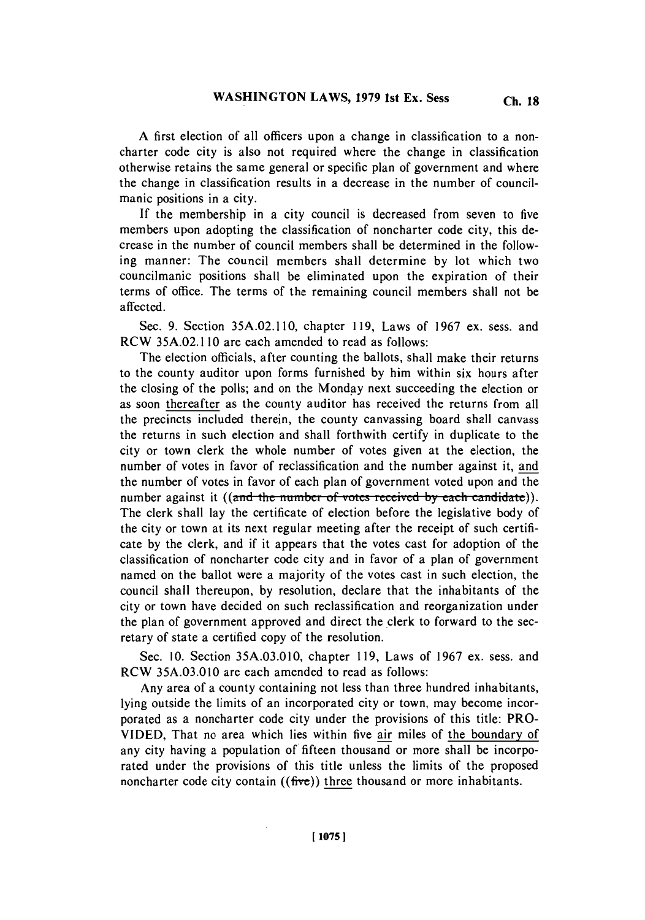A first election of all officers upon a change in classification to a noncharter code city is also not required where the change in classification otherwise retains the same general or specific plan of government and where the change in classification results in a decrease in the number of councilmanic positions in a city.

If the membership in a city council is decreased from seven to five members upon adopting the classification of noncharter code city, this decrease in the number of council members shall be determined in the following manner: The council members shall determine by lot which two councilmanic positions shall be eliminated upon the expiration of their terms of office. The terms of the remaining council members shall not be affected.

Sec. 9. Section 35A.02.110, chapter 119, Laws of 1967 ex. sess. and RCW 35A.02.110 are each amended to read as follows:

The election officials, after counting the ballots, shall make their returns to the county auditor upon forms furnished by him within six hours after the closing of the polls; and on the Monday next succeeding the election or as soon thereafter as the county auditor has received the returns from all the precincts included therein, the county canvassing board shall canvass the returns in such election and shall forthwith certify in duplicate to the city or town clerk the whole number of votes given at the election, the number of votes in favor of reclassification and the number against it, and the number of votes in favor of each plan of government voted upon and the number against it ((~~and the number of votes received by each candidate~~)). The clerk shall lay the certificate of election before the legislative body of the city or town at its next regular meeting after the receipt of such certificate by the clerk, and if it appears that the votes cast for adoption of the classification of noncharter code city and in favor of a plan of government named on the ballot were a majority of the votes cast in such election, the council shall thereupon, by resolution, declare that the inhabitants of the city or town have decided on such reclassification and reorganization under the plan of government approved and direct the clerk to forward to the secretary of state a certified copy of the resolution.

Sec. 10. Section 35A.03.010, chapter 119, Laws of 1967 ex. sess. and RCW 35A.03.010 are each amended to read as follows:

Any area of a county containing not less than three hundred inhabitants, lying outside the limits of an incorporated city or town, may become incorporated as a noncharter code city under the provisions of this title: PROVIDED, That no area which lies within five air miles of the boundary of any city having a population of fifteen thousand or more shall be incorporated under the provisions of this title unless the limits of the proposed noncharter code city contain ((~~five~~)) three thousand or more inhabitants.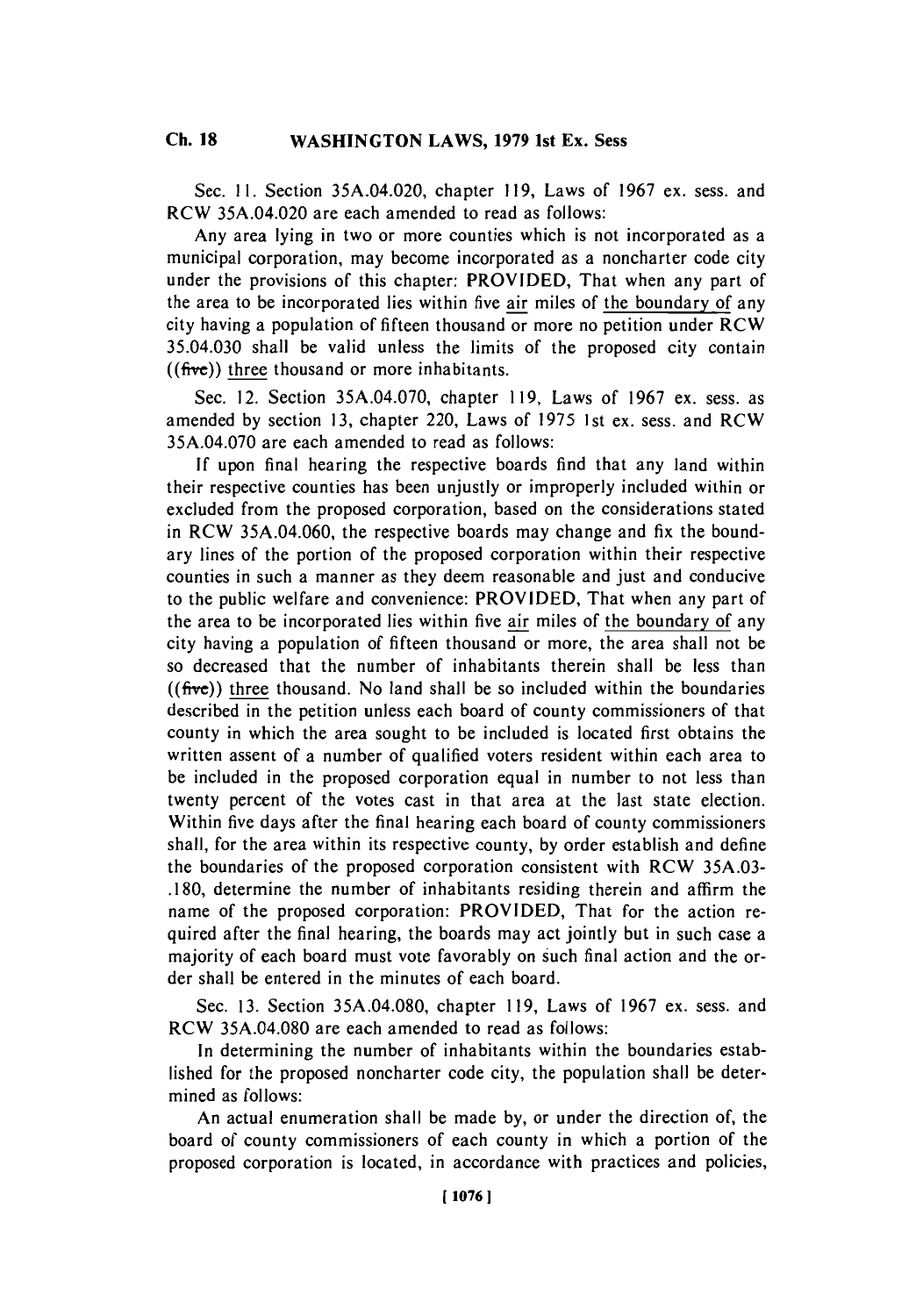Sec. 11. Section 35A.04.020, chapter 119, Laws of 1967 ex. sess. and RCW 35A.04.020 are each amended to read as follows:

Any area lying in two or more counties which is not incorporated as a municipal corporation, may become incorporated as a noncharter code city under the provisions of this chapter: PROVIDED, That when any part of the area to be incorporated lies within five air miles of the boundary of any city having a population of fifteen thousand or more no petition under RCW 35.04.030 shall be valid unless the limits of the proposed city contain ((~~five~~)) three thousand or more inhabitants.

Sec. 12. Section 35A.04.070, chapter 119, Laws of 1967 ex. sess. as amended by section 13, chapter 220, Laws of 1975 1st ex. sess. and RCW 35A.04.070 are each amended to read as follows:

If upon final hearing the respective boards find that any land within their respective counties has been unjustly or improperly included within or excluded from the proposed corporation, based on the considerations stated in RCW 35A.04.060, the respective boards may change and fix the boundary lines of the portion of the proposed corporation within their respective counties in such a manner as they deem reasonable and just and conducive to the public welfare and convenience: PROVIDED, That when any part of the area to be incorporated lies within five air miles of the boundary of any city having a population of fifteen thousand or more, the area shall not be so decreased that the number of inhabitants therein shall be less than ((~~five~~)) three thousand. No land shall be so included within the boundaries described in the petition unless each board of county commissioners of that county in which the area sought to be included is located first obtains the written assent of a number of qualified voters resident within each area to be included in the proposed corporation equal in number to not less than twenty percent of the votes cast in that area at the last state election. Within five days after the final hearing each board of county commissioners shall, for the area within its respective county, by order establish and define the boundaries of the proposed corporation consistent with RCW 35A.03-.180, determine the number of inhabitants residing therein and affirm the name of the proposed corporation: PROVIDED, That for the action required after the final hearing, the boards may act jointly but in such case a majority of each board must vote favorably on such final action and the order shall be entered in the minutes of each board.

Sec. 13. Section 35A.04.080, chapter 119, Laws of 1967 ex. sess. and RCW 35A.04.080 are each amended to read as follows:

In determining the number of inhabitants within the boundaries established for the proposed noncharter code city, the population shall be determined as follows:

An actual enumeration shall be made by, or under the direction of, the board of county commissioners of each county in which a portion of the proposed corporation is located, in accordance with practices and policies,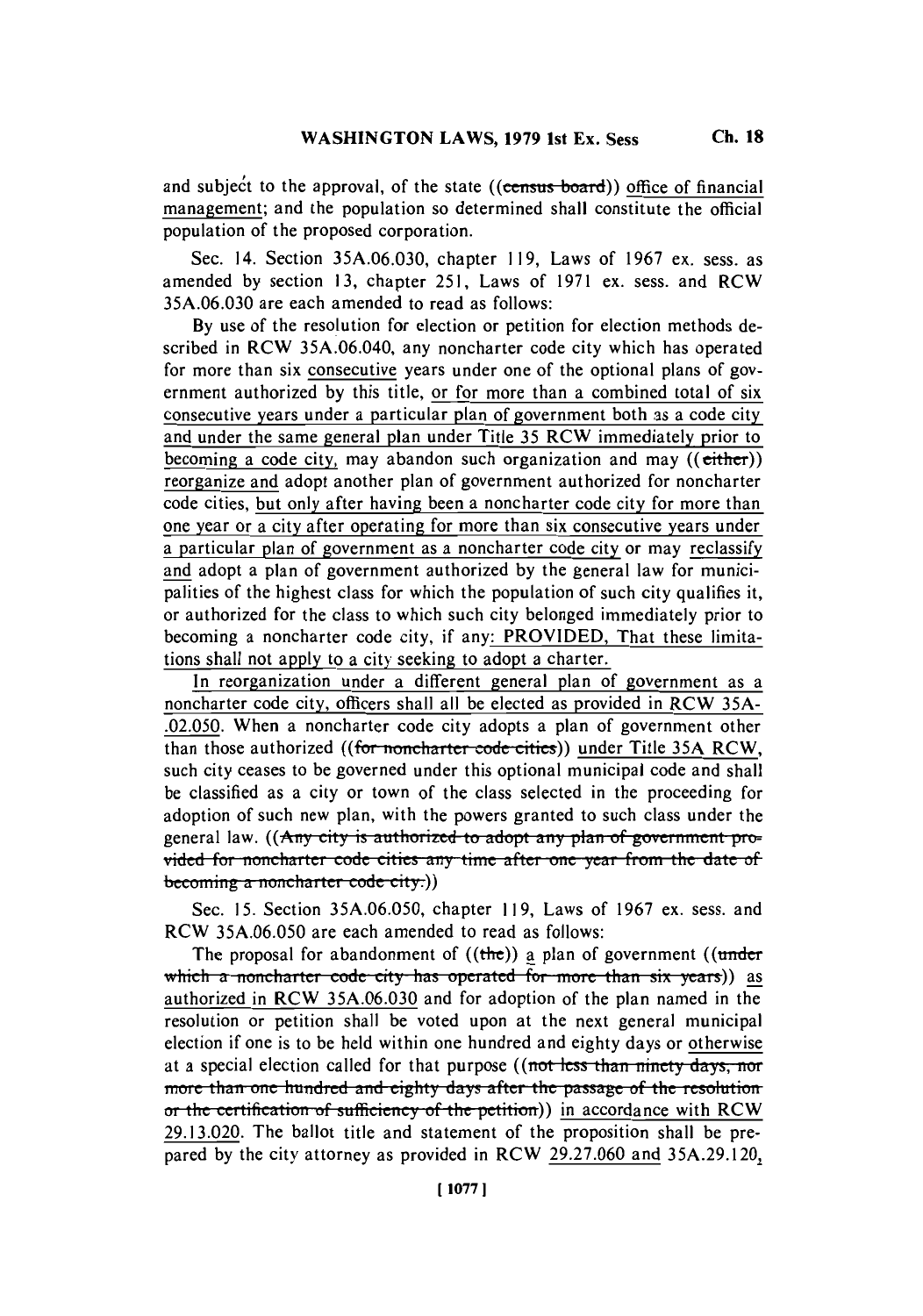and subject to the approval, of the state ((~~census board~~)) office of financial management; and the population so determined shall constitute the official population of the proposed corporation.

Sec. 14. Section 35A.06.030, chapter 119, Laws of 1967 ex. sess. as amended by section 13, chapter 251, Laws of 1971 ex. sess. and RCW 35A.06.030 are each amended to read as follows:

By use of the resolution for election or petition for election methods described in RCW 35A.06.040, any noncharter code city which has operated for more than six consecutive years under one of the optional plans of government authorized by this title, or for more than a combined total of six consecutive years under a particular plan of government both as a code city and under the same general plan under Title 35 RCW immediately prior to becoming a code city, may abandon such organization and may ((~~either~~)) reorganize and adopt another plan of government authorized for noncharter code cities, but only after having been a noncharter code city for more than one year or a city after operating for more than six consecutive years under a particular plan of government as a noncharter code city or may reclassify and adopt a plan of government authorized by the general law for municipalities of the highest class for which the population of such city qualifies it, or authorized for the class to which such city belonged immediately prior to becoming a noncharter code city, if any: PROVIDED, That these limitations shall not apply to a city seeking to adopt a charter.

In reorganization under a different general plan of government as a noncharter code city, officers shall all be elected as provided in RCW 35A-.02.050. When a noncharter code city adopts a plan of government other than those authorized ((~~for noncharter code cities~~)) under Title 35A RCW, such city ceases to be governed under this optional municipal code and shall be classified as a city or town of the class selected in the proceeding for adoption of such new plan, with the powers granted to such class under the general law. ((~~Any city is authorized to adopt any plan of government provided for noncharter code cities any time after one year from the date of becoming a noncharter code city.~~))

Sec. 15. Section 35A.06.050, chapter 119, Laws of 1967 ex. sess. and RCW 35A.06.050 are each amended to read as follows:

The proposal for abandonment of ((~~the~~)) a plan of government ((~~under which a noncharter code city has operated for more than six years~~)) as authorized in RCW 35A.06.030 and for adoption of the plan named in the resolution or petition shall be voted upon at the next general municipal election if one is to be held within one hundred and eighty days or otherwise at a special election called for that purpose ((~~not less than ninety days, nor more than one hundred and eighty days after the passage of the resolution or the certification of sufficiency of the petition~~)) in accordance with RCW 29.13.020. The ballot title and statement of the proposition shall be prepared by the city attorney as provided in RCW 29.27.060 and 35A.29.120,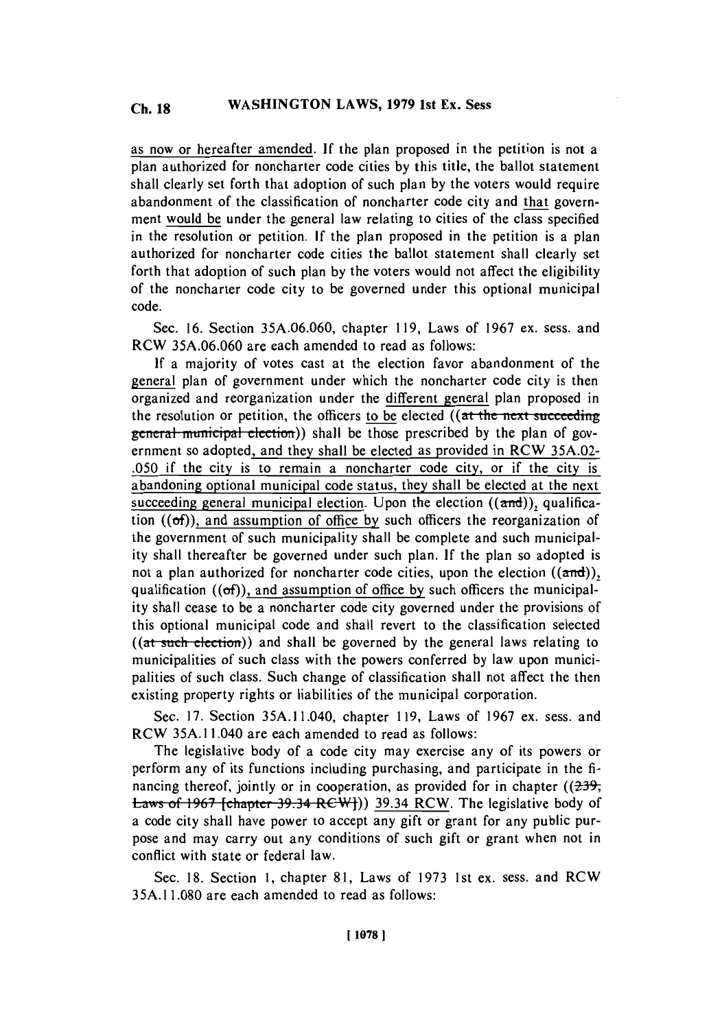as now or hereafter amended. If the plan proposed in the petition is not a plan authorized for noncharter code cities by this title, the ballot statement shall clearly set forth that adoption of such plan by the voters would require abandonment of the classification of noncharter code city and that government would be under the general law relating to cities of the class specified in the resolution or petition. If the plan proposed in the petition is a plan authorized for noncharter code cities the ballot statement shall clearly set forth that adoption of such plan by the voters would not affect the eligibility of the noncharter code city to be governed under this optional municipal code.

Sec. 16. Section 35A.06.060, chapter 119, Laws of 1967 ex. sess. and RCW 35A.06.060 are each amended to read as follows:

If a majority of votes cast at the election favor abandonment of the general plan of government under which the noncharter code city is then organized and reorganization under the different general plan proposed in the resolution or petition, the officers to be elected ((~~at the next succeeding general municipal election~~)) shall be those prescribed by the plan of government so adopted, and they shall be elected as provided in RCW 35A.02-.050 if the city is to remain a noncharter code city, or if the city is abandoning optional municipal code status, they shall be elected at the next succeeding general municipal election. Upon the election ((~~and~~)), qualification ((~~of~~)), and assumption of office by such officers the reorganization of the government of such municipality shall be complete and such municipality shall thereafter be governed under such plan. If the plan so adopted is not a plan authorized for noncharter code cities, upon the election ((~~and~~)), qualification ((~~of~~)), and assumption of office by such officers the municipality shall cease to be a noncharter code city governed under the provisions of this optional municipal code and shall revert to the classification selected ((~~at such election~~)) and shall be governed by the general laws relating to municipalities of such class with the powers conferred by law upon municipalities of such class. Such change of classification shall not affect the then existing property rights or liabilities of the municipal corporation.

Sec. 17. Section 35A.11.040, chapter 119, Laws of 1967 ex. sess. and RCW 35A.11.040 are each amended to read as follows:

The legislative body of a code city may exercise any of its powers or perform any of its functions including purchasing, and participate in the financing thereof, jointly or in cooperation, as provided for in chapter ((~~239, Laws of 1967 [chapter 39.34 RCW]~~)) 39.34 RCW. The legislative body of a code city shall have power to accept any gift or grant for any public purpose and may carry out any conditions of such gift or grant when not in conflict with state or federal law.

Sec. 18. Section 1, chapter 81, Laws of 1973 1st ex. sess. and RCW 35A.11.080 are each amended to read as follows: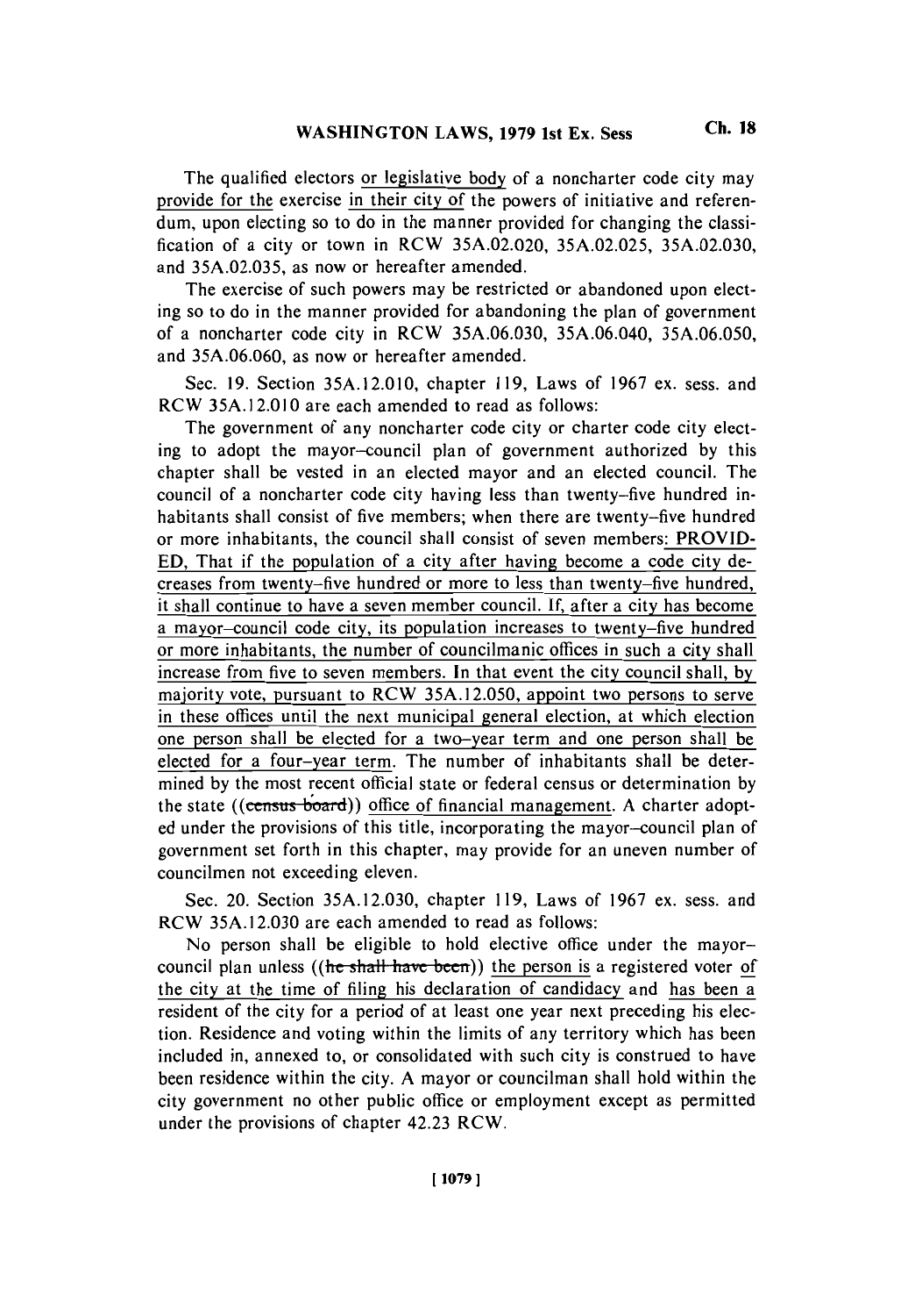The qualified electors or legislative body of a noncharter code city may provide for the exercise in their city of the powers of initiative and referendum, upon electing so to do in the manner provided for changing the classification of a city or town in RCW 35A.02.020, 35A.02.025, 35A.02.030, and 35A.02.035, as now or hereafter amended.

The exercise of such powers may be restricted or abandoned upon electing so to do in the manner provided for abandoning the plan of government of a noncharter code city in RCW 35A.06.030, 35A.06.040, 35A.06.050, and 35A.06.060, as now or hereafter amended.

Sec. 19. Section 35A.12.010, chapter 119, Laws of 1967 ex. sess. and RCW 35A.12.010 are each amended to read as follows:

The government of any noncharter code city or charter code city electing to adopt the mayor-council plan of government authorized by this chapter shall be vested in an elected mayor and an elected council. The council of a noncharter code city having less than twenty-five hundred inhabitants shall consist of five members; when there are twenty-five hundred or more inhabitants, the council shall consist of seven members: PROVIDED, That if the population of a city after having become a code city decreases from twenty-five hundred or more to less than twenty-five hundred, it shall continue to have a seven member council. If, after a city has become a mayor-council code city, its population increases to twenty-five hundred or more inhabitants, the number of councilmanic offices in such a city shall increase from five to seven members. In that event the city council shall, by majority vote, pursuant to RCW 35A.12.050, appoint two persons to serve in these offices until the next municipal general election, at which election one person shall be elected for a two-year term and one person shall be elected for a four-year term. The number of inhabitants shall be determined by the most recent official state or federal census or determination by the state ((~~census board~~)) office of financial management. A charter adopted under the provisions of this title, incorporating the mayor-council plan of government set forth in this chapter, may provide for an uneven number of councilmen not exceeding eleven.

Sec. 20. Section 35A.12.030, chapter 119, Laws of 1967 ex. sess. and RCW 35A.12.030 are each amended to read as follows:

No person shall be eligible to hold elective office under the mayor-council plan unless ((~~he shall have been~~)) the person is a registered voter of the city at the time of filing his declaration of candidacy and has been a resident of the city for a period of at least one year next preceding his election. Residence and voting within the limits of any territory which has been included in, annexed to, or consolidated with such city is construed to have been residence within the city. A mayor or councilman shall hold within the city government no other public office or employment except as permitted under the provisions of chapter 42.23 RCW.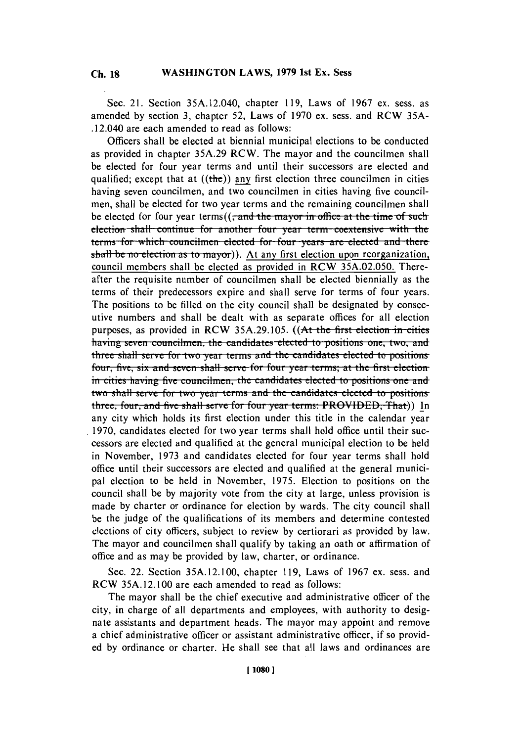Sec. 21. Section 35A.12.040, chapter 119, Laws of 1967 ex. sess. as amended by section 3, chapter 52, Laws of 1970 ex. sess. and RCW 35A-.12.040 are each amended to read as follows:

Officers shall be elected at biennial municipal elections to be conducted as provided in chapter 35A.29 RCW. The mayor and the councilmen shall be elected for four year terms and until their successors are elected and qualified; except that at ((~~the~~)) <u>any</u> first election three councilmen in cities having seven councilmen, and two councilmen in cities having five councilmen, shall be elected for two year terms and the remaining councilmen shall be elected for four year terms((~~, and the mayor in office at the time of such election shall continue for another four year term coextensive with the terms for which councilmen elected for four years are elected and there shall be no election as to mayor~~)). <u>At any first election upon reorganization, council members shall be elected as provided in RCW 35A.02.050.</u> Thereafter the requisite number of councilmen shall be elected biennially as the terms of their predecessors expire and shall serve for terms of four years. The positions to be filled on the city council shall be designated by consecutive numbers and shall be dealt with as separate offices for all election purposes, as provided in RCW 35A.29.105. ((~~At the first election in cities having seven councilmen, the candidates elected to positions one, two, and three shall serve for two year terms and the candidates elected to positions four, five, six and seven shall serve for four year terms; at the first election in cities having five councilmen, the candidates elected to positions one and two shall serve for two year terms and the candidates elected to positions three, four, and five shall serve for four year terms: PROVIDED, That~~)) <u>I</u>n any city which holds its first election under this title in the calendar year 1970, candidates elected for two year terms shall hold office until their successors are elected and qualified at the general municipal election to be held in November, 1973 and candidates elected for four year terms shall hold office until their successors are elected and qualified at the general municipal election to be held in November, 1975. Election to positions on the council shall be by majority vote from the city at large, unless provision is made by charter or ordinance for election by wards. The city council shall be the judge of the qualifications of its members and determine contested elections of city officers, subject to review by certiorari as provided by law. The mayor and councilmen shall qualify by taking an oath or affirmation of office and as may be provided by law, charter, or ordinance.

Sec. 22. Section 35A.12.100, chapter 119, Laws of 1967 ex. sess. and RCW 35A.12.100 are each amended to read as follows:

The mayor shall be the chief executive and administrative officer of the city, in charge of all departments and employees, with authority to designate assistants and department heads. The mayor may appoint and remove a chief administrative officer or assistant administrative officer, if so provided by ordinance or charter. He shall see that all laws and ordinances are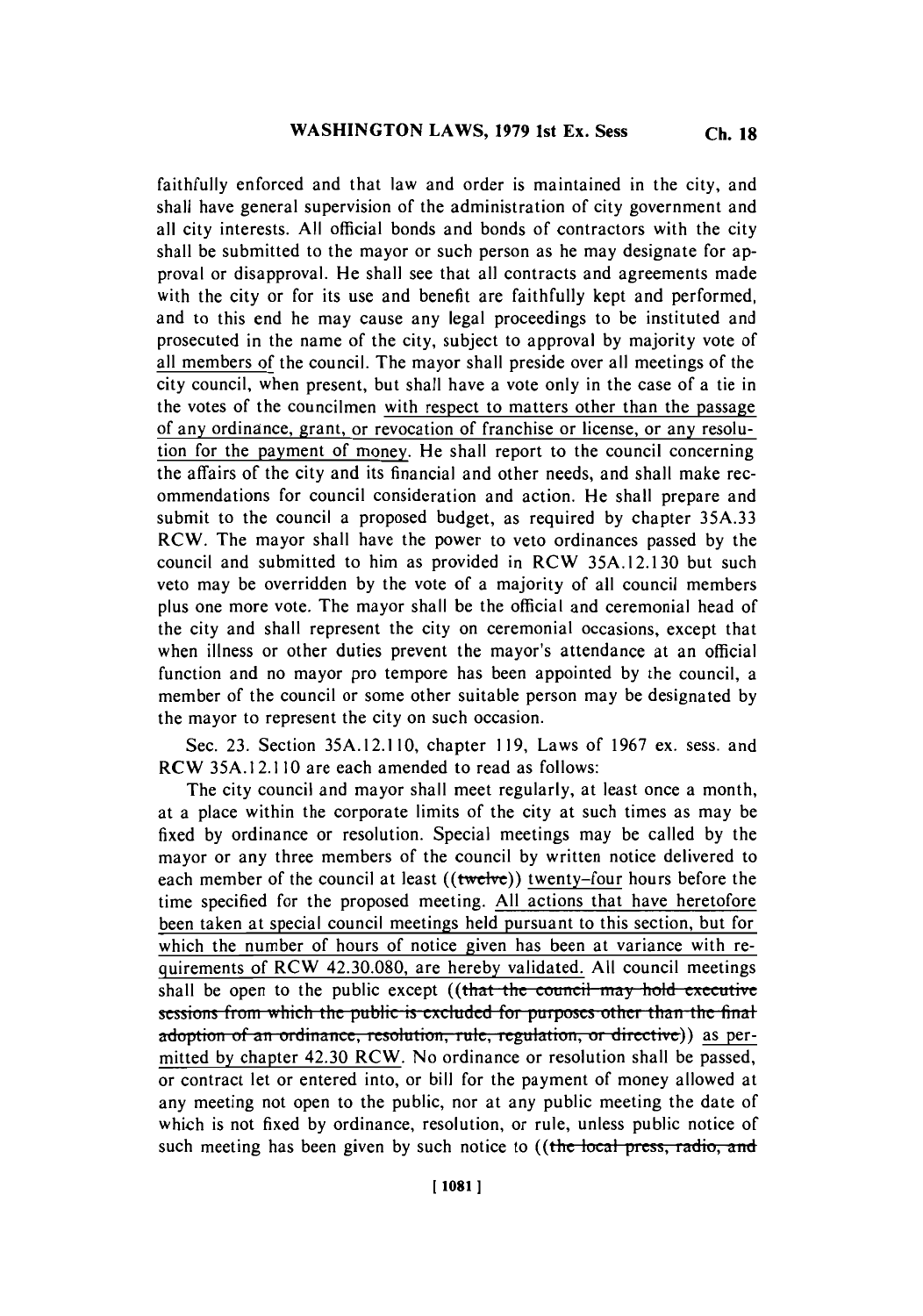faithfully enforced and that law and order is maintained in the city, and shall have general supervision of the administration of city government and all city interests. All official bonds and bonds of contractors with the city shall be submitted to the mayor or such person as he may designate for approval or disapproval. He shall see that all contracts and agreements made with the city or for its use and benefit are faithfully kept and performed, and to this end he may cause any legal proceedings to be instituted and prosecuted in the name of the city, subject to approval by majority vote of all members of the council. The mayor shall preside over all meetings of the city council, when present, but shall have a vote only in the case of a tie in the votes of the councilmen with respect to matters other than the passage of any ordinance, grant, or revocation of franchise or license, or any resolution for the payment of money. He shall report to the council concerning the affairs of the city and its financial and other needs, and shall make recommendations for council consideration and action. He shall prepare and submit to the council a proposed budget, as required by chapter 35A.33 RCW. The mayor shall have the power to veto ordinances passed by the council and submitted to him as provided in RCW 35A.12.130 but such veto may be overridden by the vote of a majority of all council members plus one more vote. The mayor shall be the official and ceremonial head of the city and shall represent the city on ceremonial occasions, except that when illness or other duties prevent the mayor's attendance at an official function and no mayor pro tempore has been appointed by the council, a member of the council or some other suitable person may be designated by the mayor to represent the city on such occasion.

Sec. 23. Section 35A.12.110, chapter 119, Laws of 1967 ex. sess. and RCW 35A.12.110 are each amended to read as follows:

The city council and mayor shall meet regularly, at least once a month, at a place within the corporate limits of the city at such times as may be fixed by ordinance or resolution. Special meetings may be called by the mayor or any three members of the council by written notice delivered to each member of the council at least ((~~twelve~~)) twenty-four hours before the time specified for the proposed meeting. All actions that have heretofore been taken at special council meetings held pursuant to this section, but for which the number of hours of notice given has been at variance with requirements of RCW 42.30.080, are hereby validated. All council meetings shall be open to the public except ((~~that the council may hold executive sessions from which the public is excluded for purposes other than the final adoption of an ordinance, resolution, rule, regulation, or directive~~)) as permitted by chapter 42.30 RCW. No ordinance or resolution shall be passed, or contract let or entered into, or bill for the payment of money allowed at any meeting not open to the public, nor at any public meeting the date of which is not fixed by ordinance, resolution, or rule, unless public notice of such meeting has been given by such notice to ((~~the local press, radio, and~~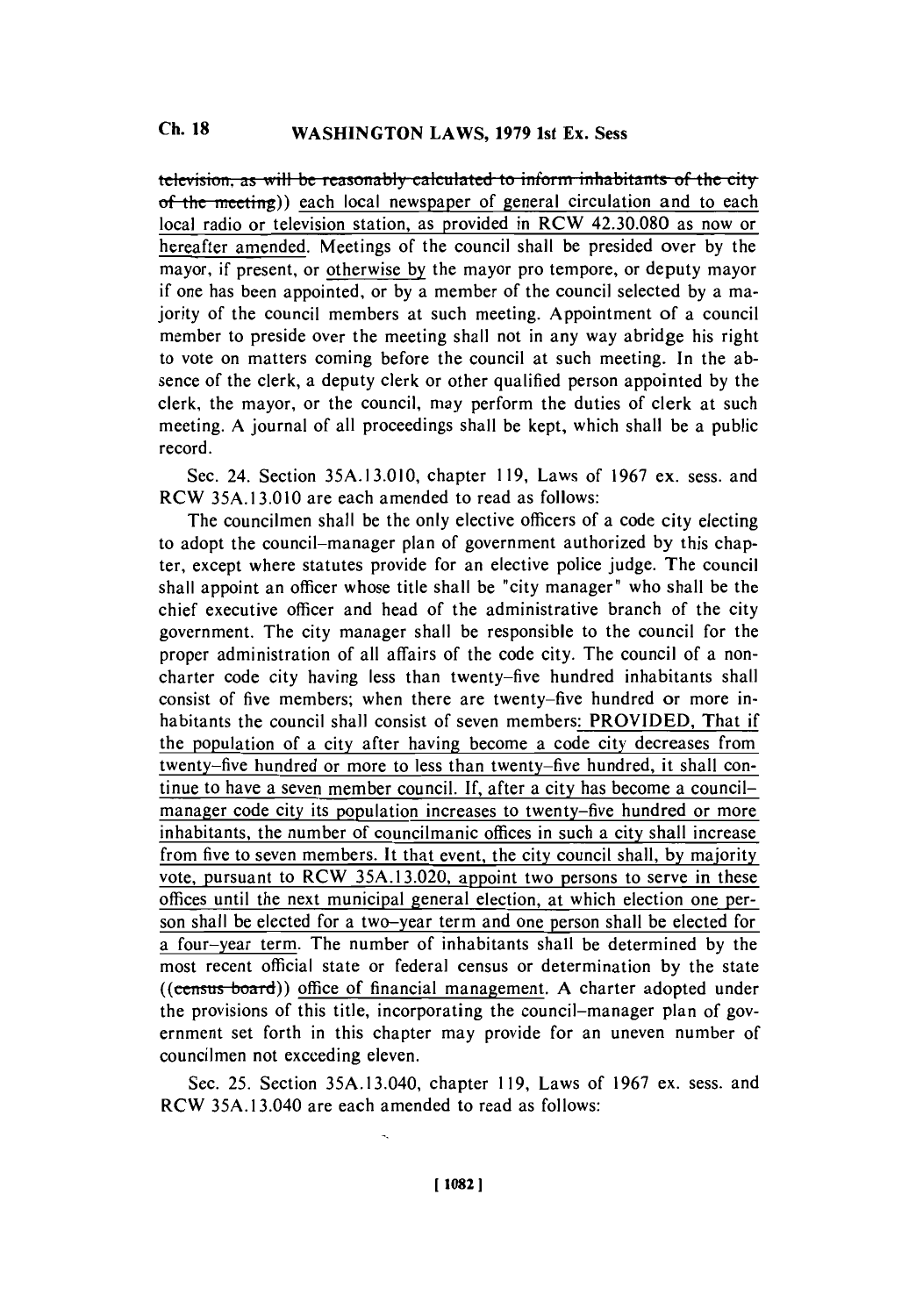~~television, as will be reasonably calculated to inform inhabitants of the city of the meeting~~)) each local newspaper of general circulation and to each local radio or television station, as provided in RCW 42.30.080 as now or hereafter amended. Meetings of the council shall be presided over by the mayor, if present, or otherwise by the mayor pro tempore, or deputy mayor if one has been appointed, or by a member of the council selected by a majority of the council members at such meeting. Appointment of a council member to preside over the meeting shall not in any way abridge his right to vote on matters coming before the council at such meeting. In the absence of the clerk, a deputy clerk or other qualified person appointed by the clerk, the mayor, or the council, may perform the duties of clerk at such meeting. A journal of all proceedings shall be kept, which shall be a public record.

Sec. 24. Section 35A.13.010, chapter 119, Laws of 1967 ex. sess. and RCW 35A.13.010 are each amended to read as follows:

The councilmen shall be the only elective officers of a code city electing to adopt the council-manager plan of government authorized by this chapter, except where statutes provide for an elective police judge. The council shall appoint an officer whose title shall be "city manager" who shall be the chief executive officer and head of the administrative branch of the city government. The city manager shall be responsible to the council for the proper administration of all affairs of the code city. The council of a noncharter code city having less than twenty-five hundred inhabitants shall consist of five members; when there are twenty-five hundred or more inhabitants the council shall consist of seven members: PROVIDED, That if the population of a city after having become a code city decreases from twenty-five hundred or more to less than twenty-five hundred, it shall continue to have a seven member council. If, after a city has become a council-manager code city its population increases to twenty-five hundred or more inhabitants, the number of councilmanic offices in such a city shall increase from five to seven members. It that event, the city council shall, by majority vote, pursuant to RCW 35A.13.020, appoint two persons to serve in these offices until the next municipal general election, at which election one person shall be elected for a two-year term and one person shall be elected for a four-year term. The number of inhabitants shall be determined by the most recent official state or federal census or determination by the state ((~~census board~~)) office of financial management. A charter adopted under the provisions of this title, incorporating the council-manager plan of government set forth in this chapter may provide for an uneven number of councilmen not exceeding eleven.

Sec. 25. Section 35A.13.040, chapter 119, Laws of 1967 ex. sess. and RCW 35A.13.040 are each amended to read as follows: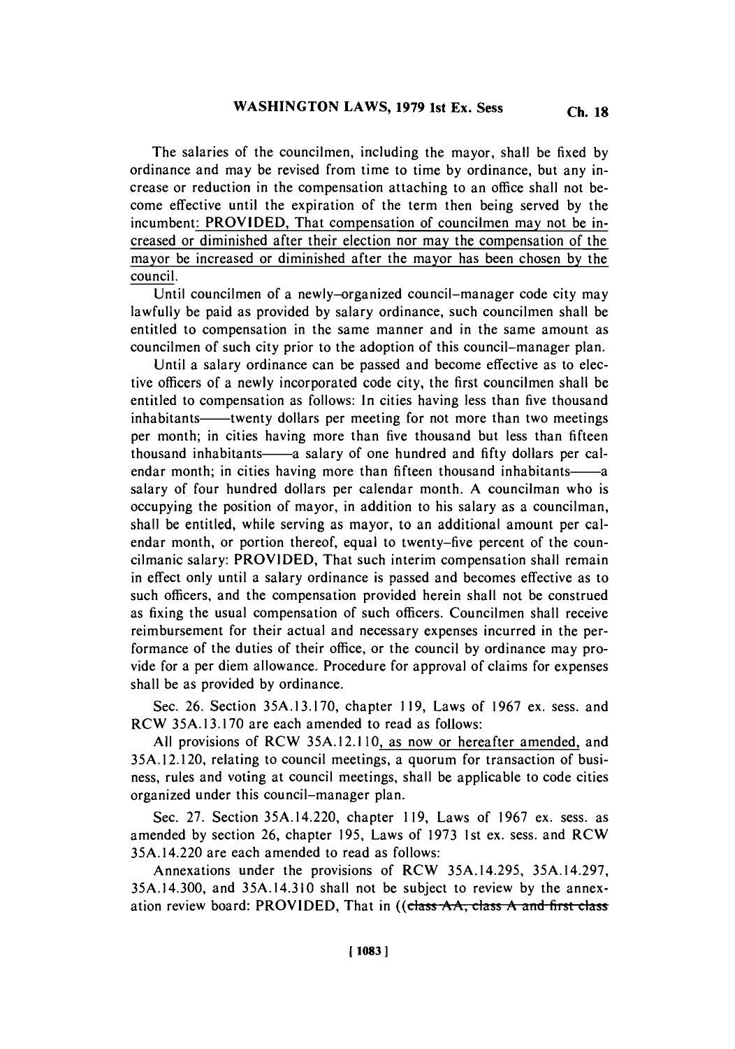The salaries of the councilmen, including the mayor, shall be fixed by ordinance and may be revised from time to time by ordinance, but any increase or reduction in the compensation attaching to an office shall not become effective until the expiration of the term then being served by the incumbent: PROVIDED, That compensation of councilmen may not be increased or diminished after their election nor may the compensation of the mayor be increased or diminished after the mayor has been chosen by the council.

Until councilmen of a newly-organized council-manager code city may lawfully be paid as provided by salary ordinance, such councilmen shall be entitled to compensation in the same manner and in the same amount as councilmen of such city prior to the adoption of this council-manager plan.

Until a salary ordinance can be passed and become effective as to elective officers of a newly incorporated code city, the first councilmen shall be entitled to compensation as follows: In cities having less than five thousand inhabitants——twenty dollars per meeting for not more than two meetings per month; in cities having more than five thousand but less than fifteen thousand inhabitants——a salary of one hundred and fifty dollars per calendar month; in cities having more than fifteen thousand inhabitants——a salary of four hundred dollars per calendar month. A councilman who is occupying the position of mayor, in addition to his salary as a councilman, shall be entitled, while serving as mayor, to an additional amount per calendar month, or portion thereof, equal to twenty-five percent of the councilmanic salary: PROVIDED, That such interim compensation shall remain in effect only until a salary ordinance is passed and becomes effective as to such officers, and the compensation provided herein shall not be construed as fixing the usual compensation of such officers. Councilmen shall receive reimbursement for their actual and necessary expenses incurred in the performance of the duties of their office, or the council by ordinance may provide for a per diem allowance. Procedure for approval of claims for expenses shall be as provided by ordinance.

Sec. 26. Section 35A.13.170, chapter 119, Laws of 1967 ex. sess. and RCW 35A.13.170 are each amended to read as follows:

All provisions of RCW 35A.12.110, as now or hereafter amended, and 35A.12.120, relating to council meetings, a quorum for transaction of business, rules and voting at council meetings, shall be applicable to code cities organized under this council-manager plan.

Sec. 27. Section 35A.14.220, chapter 119, Laws of 1967 ex. sess. as amended by section 26, chapter 195, Laws of 1973 1st ex. sess. and RCW 35A.14.220 are each amended to read as follows:

Annexations under the provisions of RCW 35A.14.295, 35A.14.297, 35A.14.300, and 35A.14.310 shall not be subject to review by the annexation review board: PROVIDED, That in ((~~class AA, class A and first class~~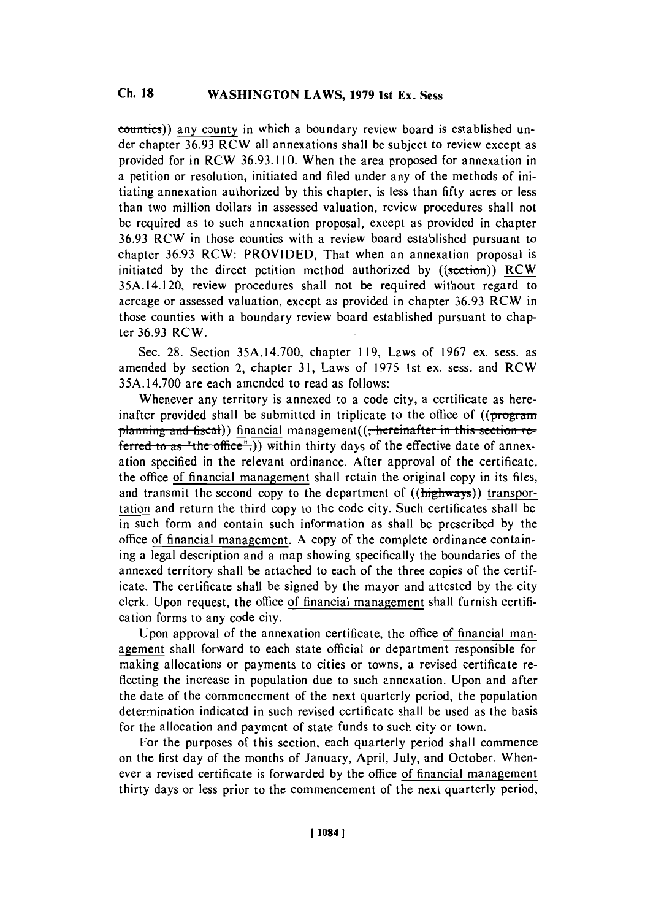counties)) any county in which a boundary review board is established under chapter 36.93 RCW all annexations shall be subject to review except as provided for in RCW 36.93.110. When the area proposed for annexation in a petition or resolution, initiated and filed under any of the methods of initiating annexation authorized by this chapter, is less than fifty acres or less than two million dollars in assessed valuation, review procedures shall not be required as to such annexation proposal, except as provided in chapter 36.93 RCW in those counties with a review board established pursuant to chapter 36.93 RCW: PROVIDED, That when an annexation proposal is initiated by the direct petition method authorized by ((section)) RCW 35A.14.120, review procedures shall not be required without regard to acreage or assessed valuation, except as provided in chapter 36.93 RCW in those counties with a boundary review board established pursuant to chapter 36.93 RCW.

Sec. 28. Section 35A.14.700, chapter 119, Laws of 1967 ex. sess. as amended by section 2, chapter 31, Laws of 1975 1st ex. sess. and RCW 35A.14.700 are each amended to read as follows:

Whenever any territory is annexed to a code city, a certificate as hereinafter provided shall be submitted in triplicate to the office of ((program planning and fiscal)) financial management((, hereinafter in this section referred to as "the office",)) within thirty days of the effective date of annexation specified in the relevant ordinance. After approval of the certificate, the office of financial management shall retain the original copy in its files, and transmit the second copy to the department of ((highways)) transportation and return the third copy to the code city. Such certificates shall be in such form and contain such information as shall be prescribed by the office of financial management. A copy of the complete ordinance containing a legal description and a map showing specifically the boundaries of the annexed territory shall be attached to each of the three copies of the certificate. The certificate shall be signed by the mayor and attested by the city clerk. Upon request, the office of financial management shall furnish certification forms to any code city.

Upon approval of the annexation certificate, the office of financial management shall forward to each state official or department responsible for making allocations or payments to cities or towns, a revised certificate reflecting the increase in population due to such annexation. Upon and after the date of the commencement of the next quarterly period, the population determination indicated in such revised certificate shall be used as the basis for the allocation and payment of state funds to such city or town.

For the purposes of this section, each quarterly period shall commence on the first day of the months of January, April, July, and October. Whenever a revised certificate is forwarded by the office of financial management thirty days or less prior to the commencement of the next quarterly period,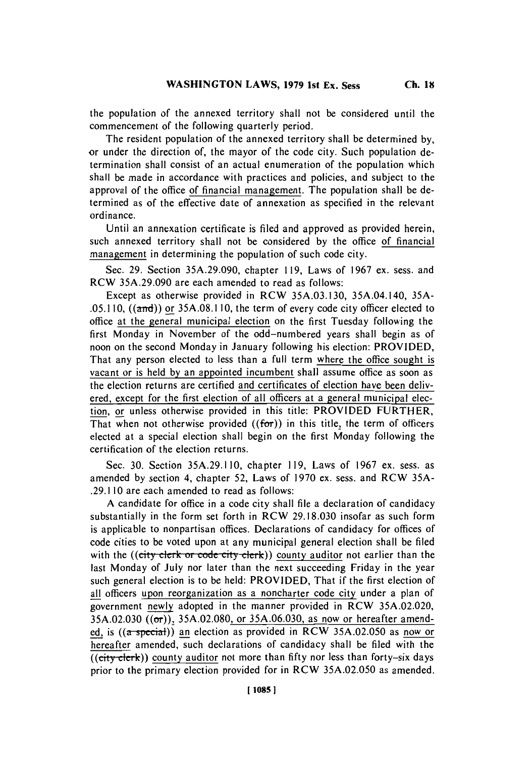the population of the annexed territory shall not be considered until the commencement of the following quarterly period.

The resident population of the annexed territory shall be determined by, or under the direction of, the mayor of the code city. Such population determination shall consist of an actual enumeration of the population which shall be made in accordance with practices and policies, and subject to the approval of the office of financial management. The population shall be determined as of the effective date of annexation as specified in the relevant ordinance.

Until an annexation certificate is filed and approved as provided herein, such annexed territory shall not be considered by the office of financial management in determining the population of such code city.

Sec. 29. Section 35A.29.090, chapter 119, Laws of 1967 ex. sess. and RCW 35A.29.090 are each amended to read as follows:

Except as otherwise provided in RCW 35A.03.130, 35A.04.140, 35A-.05.110, ((and)) or 35A.08.110, the term of every code city officer elected to office at the general municipal election on the first Tuesday following the first Monday in November of the odd-numbered years shall begin as of noon on the second Monday in January following his election: PROVIDED, That any person elected to less than a full term where the office sought is vacant or is held by an appointed incumbent shall assume office as soon as the election returns are certified and certificates of election have been delivered, except for the first election of all officers at a general municipal election, or unless otherwise provided in this title: PROVIDED FURTHER, That when not otherwise provided ((for)) in this title, the term of officers elected at a special election shall begin on the first Monday following the certification of the election returns.

Sec. 30. Section 35A.29.110, chapter 119, Laws of 1967 ex. sess. as amended by section 4, chapter 52, Laws of 1970 ex. sess. and RCW 35A-.29.110 are each amended to read as follows:

A candidate for office in a code city shall file a declaration of candidacy substantially in the form set forth in RCW 29.18.030 insofar as such form is applicable to nonpartisan offices. Declarations of candidacy for offices of code cities to be voted upon at any municipal general election shall be filed with the ((city clerk or code city clerk)) county auditor not earlier than the last Monday of July nor later than the next succeeding Friday in the year such general election is to be held: PROVIDED, That if the first election of all officers upon reorganization as a noncharter code city under a plan of government newly adopted in the manner provided in RCW 35A.02.020, 35A.02.030 ((or)), 35A.02.080, or 35A.06.030, as now or hereafter amended, is ((a special)) an election as provided in RCW 35A.02.050 as now or hereafter amended, such declarations of candidacy shall be filed with the ((city clerk)) county auditor not more than fifty nor less than forty-six days prior to the primary election provided for in RCW 35A.02.050 as amended.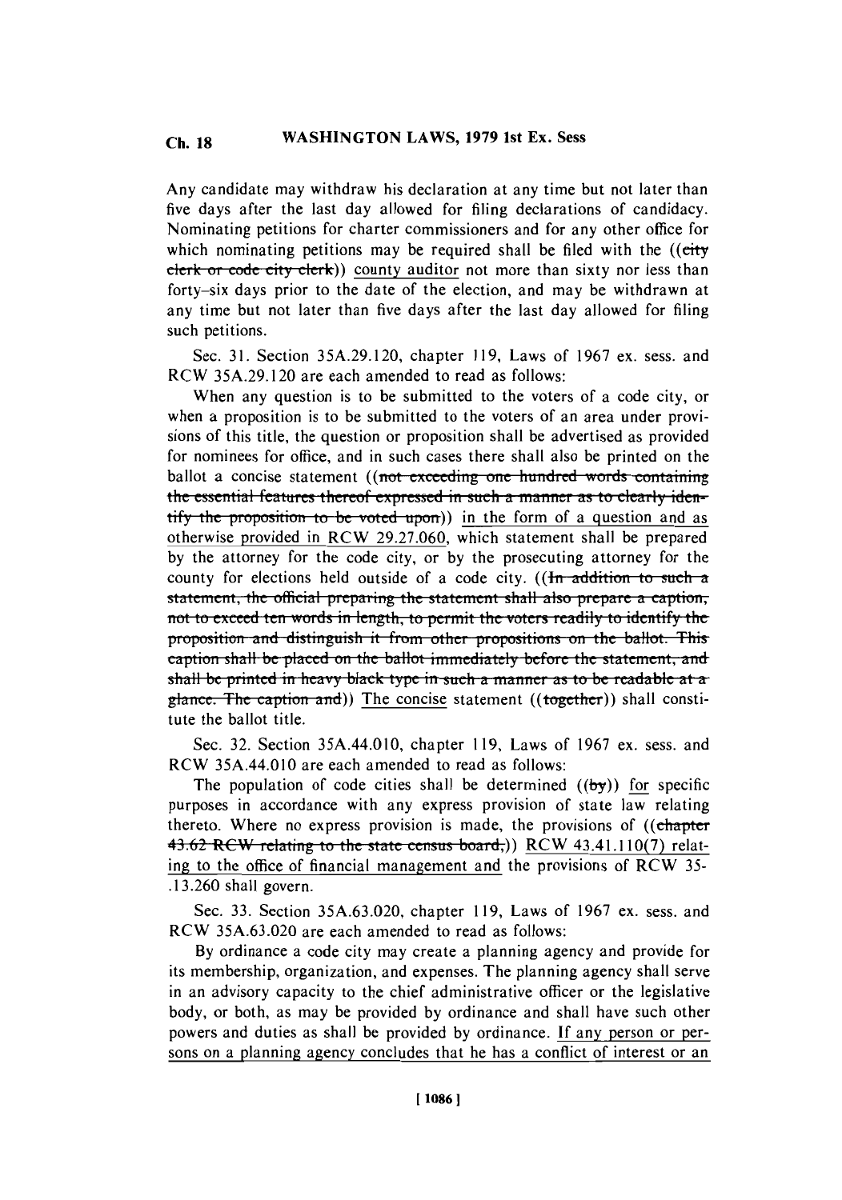Any candidate may withdraw his declaration at any time but not later than five days after the last day allowed for filing declarations of candidacy. Nominating petitions for charter commissioners and for any other office for which nominating petitions may be required shall be filed with the ((~~city clerk or code city clerk~~)) county auditor not more than sixty nor less than forty-six days prior to the date of the election, and may be withdrawn at any time but not later than five days after the last day allowed for filing such petitions.

Sec. 31. Section 35A.29.120, chapter 119, Laws of 1967 ex. sess. and RCW 35A.29.120 are each amended to read as follows:

When any question is to be submitted to the voters of a code city, or when a proposition is to be submitted to the voters of an area under provisions of this title, the question or proposition shall be advertised as provided for nominees for office, and in such cases there shall also be printed on the ballot a concise statement ((~~not exceeding one hundred words containing the essential features thereof expressed in such a manner as to clearly identify the proposition to be voted upon~~)) in the form of a question and as otherwise provided in RCW 29.27.060, which statement shall be prepared by the attorney for the code city, or by the prosecuting attorney for the county for elections held outside of a code city. ((~~In addition to such a statement, the official preparing the statement shall also prepare a caption, not to exceed ten words in length, to permit the voters readily to identify the proposition and distinguish it from other propositions on the ballot. This caption shall be placed on the ballot immediately before the statement, and shall be printed in heavy black type in such a manner as to be readable at a glance. The caption and~~)) The concise statement ((~~together~~)) shall constitute the ballot title.

Sec. 32. Section 35A.44.010, chapter 119, Laws of 1967 ex. sess. and RCW 35A.44.010 are each amended to read as follows:

The population of code cities shall be determined ((~~by~~)) for specific purposes in accordance with any express provision of state law relating thereto. Where no express provision is made, the provisions of ((~~chapter 43.62 RCW relating to the state census board,~~)) RCW 43.41.110(7) relating to the office of financial management and the provisions of RCW 35-.13.260 shall govern.

Sec. 33. Section 35A.63.020, chapter 119, Laws of 1967 ex. sess. and RCW 35A.63.020 are each amended to read as follows:

By ordinance a code city may create a planning agency and provide for its membership, organization, and expenses. The planning agency shall serve in an advisory capacity to the chief administrative officer or the legislative body, or both, as may be provided by ordinance and shall have such other powers and duties as shall be provided by ordinance. If any person or persons on a planning agency concludes that he has a conflict of interest or an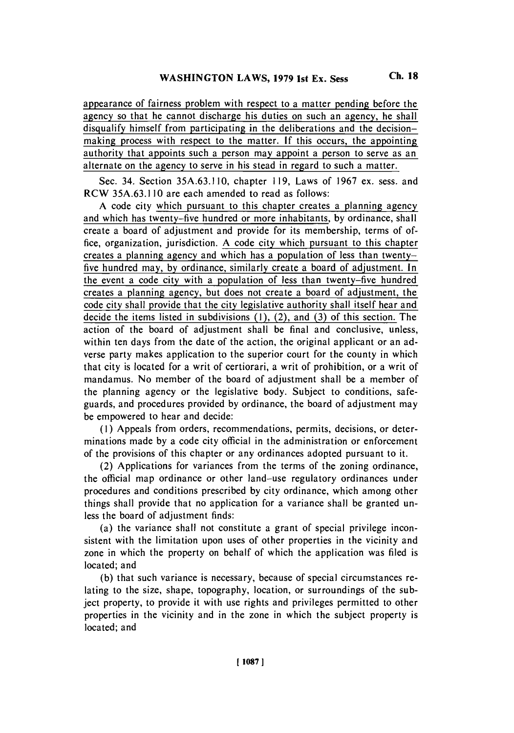appearance of fairness problem with respect to a matter pending before the agency so that he cannot discharge his duties on such an agency, he shall disqualify himself from participating in the deliberations and the decision-making process with respect to the matter. If this occurs, the appointing authority that appoints such a person may appoint a person to serve as an alternate on the agency to serve in his stead in regard to such a matter.

Sec. 34. Section 35A.63.110, chapter 119, Laws of 1967 ex. sess. and RCW 35A.63.110 are each amended to read as follows:

A code city which pursuant to this chapter creates a planning agency and which has twenty-five hundred or more inhabitants, by ordinance, shall create a board of adjustment and provide for its membership, terms of office, organization, jurisdiction. A code city which pursuant to this chapter creates a planning agency and which has a population of less than twenty-five hundred may, by ordinance, similarly create a board of adjustment. In the event a code city with a population of less than twenty-five hundred creates a planning agency, but does not create a board of adjustment, the code city shall provide that the city legislative authority shall itself hear and decide the items listed in subdivisions (1), (2), and (3) of this section. The action of the board of adjustment shall be final and conclusive, unless, within ten days from the date of the action, the original applicant or an adverse party makes application to the superior court for the county in which that city is located for a writ of certiorari, a writ of prohibition, or a writ of mandamus. No member of the board of adjustment shall be a member of the planning agency or the legislative body. Subject to conditions, safeguards, and procedures provided by ordinance, the board of adjustment may be empowered to hear and decide:

(1) Appeals from orders, recommendations, permits, decisions, or determinations made by a code city official in the administration or enforcement of the provisions of this chapter or any ordinances adopted pursuant to it.

(2) Applications for variances from the terms of the zoning ordinance, the official map ordinance or other land-use regulatory ordinances under procedures and conditions prescribed by city ordinance, which among other things shall provide that no application for a variance shall be granted unless the board of adjustment finds:

(a) the variance shall not constitute a grant of special privilege inconsistent with the limitation upon uses of other properties in the vicinity and zone in which the property on behalf of which the application was filed is located; and

(b) that such variance is necessary, because of special circumstances relating to the size, shape, topography, location, or surroundings of the subject property, to provide it with use rights and privileges permitted to other properties in the vicinity and in the zone in which the subject property is located; and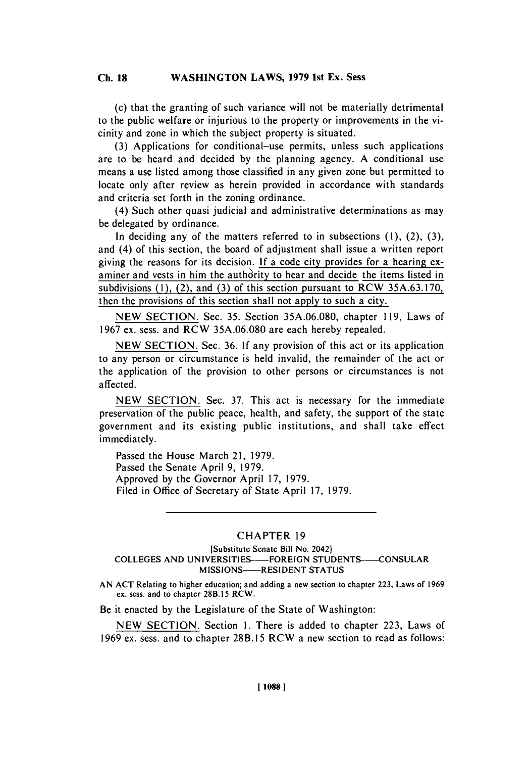(c) that the granting of such variance will not be materially detrimental to the public welfare or injurious to the property or improvements in the vicinity and zone in which the subject property is situated.

(3) Applications for conditional-use permits, unless such applications are to be heard and decided by the planning agency. A conditional use means a use listed among those classified in any given zone but permitted to locate only after review as herein provided in accordance with standards and criteria set forth in the zoning ordinance.

(4) Such other quasi judicial and administrative determinations as may be delegated by ordinance.

In deciding any of the matters referred to in subsections (1), (2), (3), and (4) of this section, the board of adjustment shall issue a written report giving the reasons for its decision. <u>If a code city provides for a hearing examiner and vests in him the authority to hear and decide the items listed in subdivisions (1), (2), and (3) of this section pursuant to RCW 35A.63.170, then the provisions of this section shall not apply to such a city.</u>

<u>NEW SECTION.</u> Sec. 35. Section 35A.06.080, chapter 119, Laws of 1967 ex. sess. and RCW 35A.06.080 are each hereby repealed.

<u>NEW SECTION.</u> Sec. 36. If any provision of this act or its application to any person or circumstance is held invalid, the remainder of the act or the application of the provision to other persons or circumstances is not affected.

<u>NEW SECTION.</u> Sec. 37. This act is necessary for the immediate preservation of the public peace, health, and safety, the support of the state government and its existing public institutions, and shall take effect immediately.

Passed the House March 21, 1979.
Passed the Senate April 9, 1979.
Approved by the Governor April 17, 1979.
Filed in Office of Secretary of State April 17, 1979.

---

## CHAPTER 19

[Substitute Senate Bill No. 2042]

COLLEGES AND UNIVERSITIES——FOREIGN STUDENTS——CONSULAR MISSIONS——RESIDENT STATUS

AN ACT Relating to higher education; and adding a new section to chapter 223, Laws of 1969 ex. sess. and to chapter 28B.15 RCW.

Be it enacted by the Legislature of the State of Washington:

<u>NEW SECTION.</u> Section 1. There is added to chapter 223, Laws of 1969 ex. sess. and to chapter 28B.15 RCW a new section to read as follows: